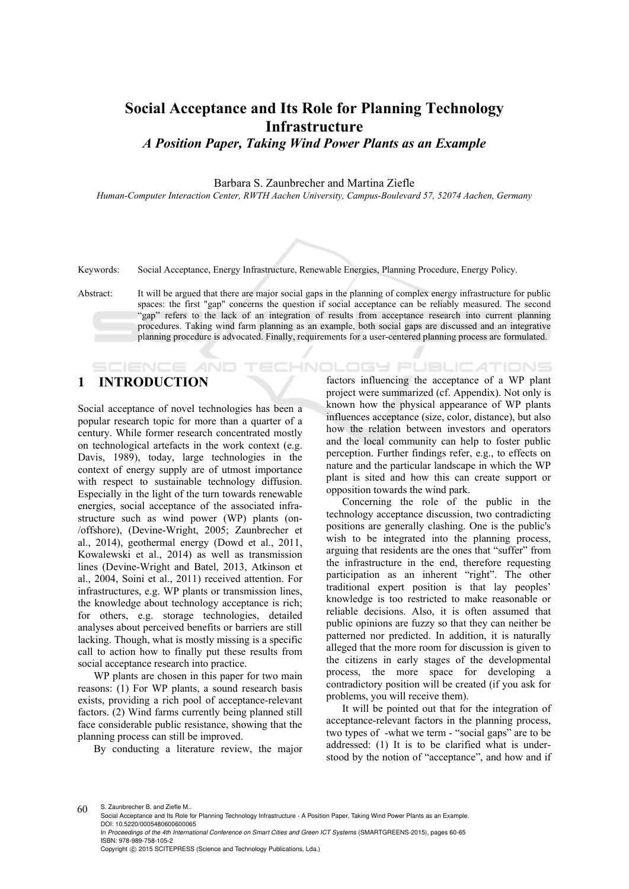# Social Acceptance and Its Role for Planning Technology Infrastructure

## *A Position Paper, Taking Wind Power Plants as an Example*

Barbara S. Zaunbrecher and Martina Ziefle

*Human-Computer Interaction Center, RWTH Aachen University, Campus-Boulevard 57, 52074 Aachen, Germany*

Keywords: Social Acceptance, Energy Infrastructure, Renewable Energies, Planning Procedure, Energy Policy.

Abstract: It will be argued that there are major social gaps in the planning of complex energy infrastructure for public spaces: the first "gap" concerns the question if social acceptance can be reliably measured. The second "gap" refers to the lack of an integration of results from acceptance research into current planning procedures. Taking wind farm planning as an example, both social gaps are discussed and an integrative planning procedure is advocated. Finally, requirements for a user-centered planning process are formulated.

## 1 INTRODUCTION

Social acceptance of novel technologies has been a popular research topic for more than a quarter of a century. While former research concentrated mostly on technological artefacts in the work context (e.g. Davis, 1989), today, large technologies in the context of energy supply are of utmost importance with respect to sustainable technology diffusion. Especially in the light of the turn towards renewable energies, social acceptance of the associated infrastructure such as wind power (WP) plants (on-/offshore), (Devine-Wright, 2005; Zaunbrecher et al., 2014), geothermal energy (Dowd et al., 2011, Kowalewski et al., 2014) as well as transmission lines (Devine-Wright and Batel, 2013, Atkinson et al., 2004, Soini et al., 2011) received attention. For infrastructures, e.g. WP plants or transmission lines, the knowledge about technology acceptance is rich; for others, e.g. storage technologies, detailed analyses about perceived benefits or barriers are still lacking. Though, what is mostly missing is a specific call to action how to finally put these results from social acceptance research into practice.

WP plants are chosen in this paper for two main reasons: (1) For WP plants, a sound research basis exists, providing a rich pool of acceptance-relevant factors. (2) Wind farms currently being planned still face considerable public resistance, showing that the planning process can still be improved.

By conducting a literature review, the major factors influencing the acceptance of a WP plant project were summarized (cf. Appendix). Not only is known how the physical appearance of WP plants influences acceptance (size, color, distance), but also how the relation between investors and operators and the local community can help to foster public perception. Further findings refer, e.g., to effects on nature and the particular landscape in which the WP plant is sited and how this can create support or opposition towards the wind park.

Concerning the role of the public in the technology acceptance discussion, two contradicting positions are generally clashing. One is the public's wish to be integrated into the planning process, arguing that residents are the ones that "suffer" from the infrastructure in the end, therefore requesting participation as an inherent "right". The other traditional expert position is that lay peoples' knowledge is too restricted to make reasonable or reliable decisions. Also, it is often assumed that public opinions are fuzzy so that they can neither be patterned nor predicted. In addition, it is naturally alleged that the more room for discussion is given to the citizens in early stages of the developmental process, the more space for developing a contradictory position will be created (if you ask for problems, you will receive them).

It will be pointed out that for the integration of acceptance-relevant factors in the planning process, two types of -what we term - "social gaps" are to be addressed: (1) It is to be clarified what is understood by the notion of "acceptance", and how and if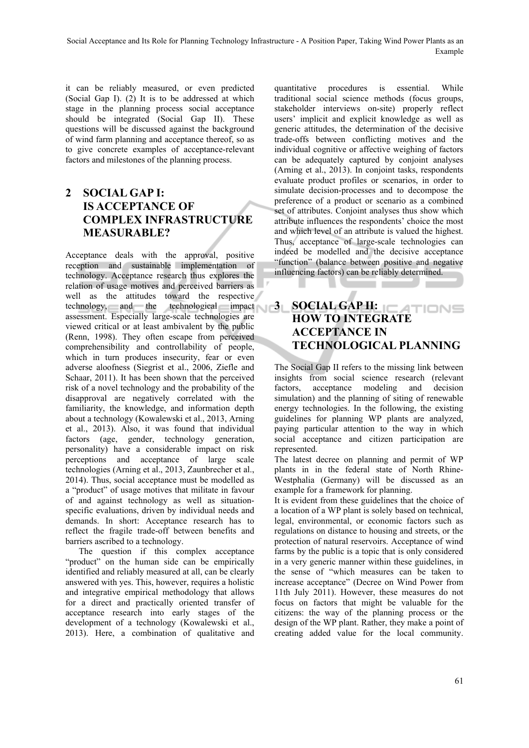it can be reliably measured, or even predicted (Social Gap I). (2) It is to be addressed at which stage in the planning process social acceptance should be integrated (Social Gap II). These questions will be discussed against the background of wind farm planning and acceptance thereof, so as to give concrete examples of acceptance-relevant factors and milestones of the planning process.

## 2 SOCIAL GAP I: IS ACCEPTANCE OF COMPLEX INFRASTRUCTURE MEASURABLE?

Acceptance deals with the approval, positive reception and sustainable implementation of technology. Acceptance research thus explores the relation of usage motives and perceived barriers as well as the attitudes toward the respective technology, and the technological impact assessment. Especially large-scale technologies are viewed critical or at least ambivalent by the public (Renn, 1998). They often escape from perceived comprehensibility and controllability of people, which in turn produces insecurity, fear or even adverse aloofness (Siegrist et al., 2006, Ziefle and Schaar, 2011). It has been shown that the perceived risk of a novel technology and the probability of the disapproval are negatively correlated with the familiarity, the knowledge, and information depth about a technology (Kowalewski et al., 2013, Arning et al., 2013). Also, it was found that individual factors (age, gender, technology generation, personality) have a considerable impact on risk perceptions and acceptance of large scale technologies (Arning et al., 2013, Zaunbrecher et al., 2014). Thus, social acceptance must be modelled as a "product" of usage motives that militate in favour of and against technology as well as situation-specific evaluations, driven by individual needs and demands. In short: Acceptance research has to reflect the fragile trade-off between benefits and barriers ascribed to a technology.

The question if this complex acceptance "product" on the human side can be empirically identified and reliably measured at all, can be clearly answered with yes. This, however, requires a holistic and integrative empirical methodology that allows for a direct and practically oriented transfer of acceptance research into early stages of the development of a technology (Kowalewski et al., 2013). Here, a combination of qualitative and quantitative procedures is essential. While traditional social science methods (focus groups, stakeholder interviews on-site) properly reflect users' implicit and explicit knowledge as well as generic attitudes, the determination of the decisive trade-offs between conflicting motives and the individual cognitive or affective weighing of factors can be adequately captured by conjoint analyses (Arning et al., 2013). In conjoint tasks, respondents evaluate product profiles or scenarios, in order to simulate decision-processes and to decompose the preference of a product or scenario as a combined set of attributes. Conjoint analyses thus show which attribute influences the respondents' choice the most and which level of an attribute is valued the highest. Thus, acceptance of large-scale technologies can indeed be modelled and the decisive acceptance "function" (balance between positive and negative influencing factors) can be reliably determined.

## 3 SOCIAL GAP II: HOW TO INTEGRATE ACCEPTANCE IN TECHNOLOGICAL PLANNING

The Social Gap II refers to the missing link between insights from social science research (relevant factors, acceptance modeling and decision simulation) and the planning of siting of renewable energy technologies. In the following, the existing guidelines for planning WP plants are analyzed, paying particular attention to the way in which social acceptance and citizen participation are represented.

The latest decree on planning and permit of WP plants in in the federal state of North Rhine-Westphalia (Germany) will be discussed as an example for a framework for planning.

It is evident from these guidelines that the choice of a location of a WP plant is solely based on technical, legal, environmental, or economic factors such as regulations on distance to housing and streets, or the protection of natural reservoirs. Acceptance of wind farms by the public is a topic that is only considered in a very generic manner within these guidelines, in the sense of "which measures can be taken to increase acceptance" (Decree on Wind Power from 11th July 2011). However, these measures do not focus on factors that might be valuable for the citizens: the way of the planning process or the design of the WP plant. Rather, they make a point of creating added value for the local community.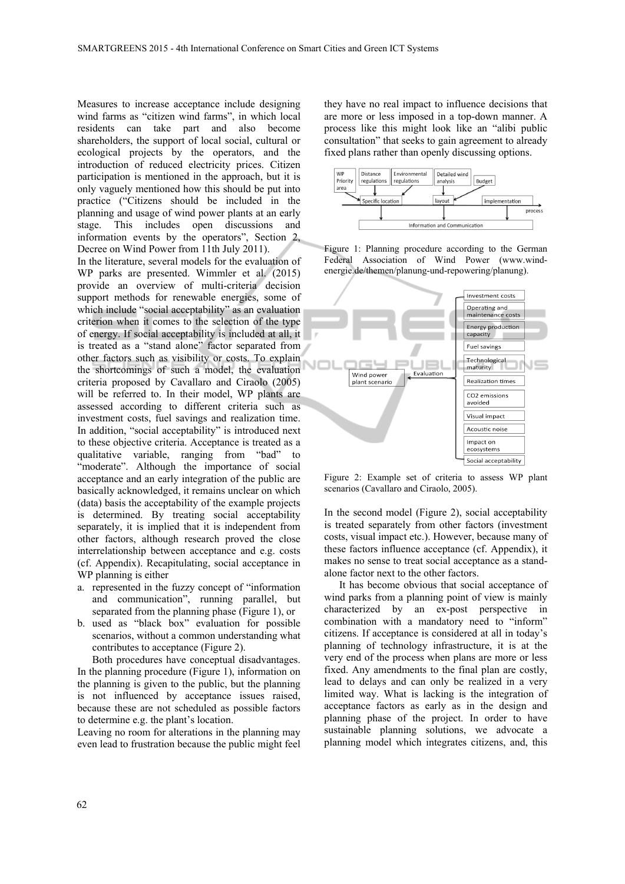Measures to increase acceptance include designing wind farms as "citizen wind farms", in which local residents can take part and also become shareholders, the support of local social, cultural or ecological projects by the operators, and the introduction of reduced electricity prices. Citizen participation is mentioned in the approach, but it is only vaguely mentioned how this should be put into practice ("Citizens should be included in the planning and usage of wind power plants at an early stage. This includes open discussions and information events by the operators", Section 2, Decree on Wind Power from 11th July 2011).

In the literature, several models for the evaluation of WP parks are presented. Wimmler et al. (2015) provide an overview of multi-criteria decision support methods for renewable energies, some of which include "social acceptability" as an evaluation criterion when it comes to the selection of the type of energy. If social acceptability is included at all, it is treated as a "stand alone" factor separated from other factors such as visibility or costs. To explain the shortcomings of such a model, the evaluation criteria proposed by Cavallaro and Ciraolo (2005) will be referred to. In their model, WP plants are assessed according to different criteria such as investment costs, fuel savings and realization time. In addition, "social acceptability" is introduced next to these objective criteria. Acceptance is treated as a qualitative variable, ranging from "bad" to "moderate". Although the importance of social acceptance and an early integration of the public are basically acknowledged, it remains unclear on which (data) basis the acceptability of the example projects is determined. By treating social acceptability separately, it is implied that it is independent from other factors, although research proved the close interrelationship between acceptance and e.g. costs (cf. Appendix). Recapitulating, social acceptance in WP planning is either

a. represented in the fuzzy concept of "information and communication", running parallel, but separated from the planning phase (Figure 1), or
b. used as "black box" evaluation for possible scenarios, without a common understanding what contributes to acceptance (Figure 2).

Both procedures have conceptual disadvantages. In the planning procedure (Figure 1), information on the planning is given to the public, but the planning is not influenced by acceptance issues raised, because these are not scheduled as possible factors to determine e.g. the plant's location.

Leaving no room for alterations in the planning may even lead to frustration because the public might feel they have no real impact to influence decisions that are more or less imposed in a top-down manner. A process like this might look like an "alibi public consultation" that seeks to gain agreement to already fixed plans rather than openly discussing options.

Figure 1: Planning procedure according to the German Federal Association of Wind Power (www.wind-energie.de/themen/planung-und-repowering/planung).

Figure 2: Example set of criteria to assess WP plant scenarios (Cavallaro and Ciraolo, 2005).

In the second model (Figure 2), social acceptability is treated separately from other factors (investment costs, visual impact etc.). However, because many of these factors influence acceptance (cf. Appendix), it makes no sense to treat social acceptance as a stand-alone factor next to the other factors.

It has become obvious that social acceptance of wind parks from a planning point of view is mainly characterized by an ex-post perspective in combination with a mandatory need to "inform" citizens. If acceptance is considered at all in today's planning of technology infrastructure, it is at the very end of the process when plans are more or less fixed. Any amendments to the final plan are costly, lead to delays and can only be realized in a very limited way. What is lacking is the integration of acceptance factors as early as in the design and planning phase of the project. In order to have sustainable planning solutions, we advocate a planning model which integrates citizens, and, this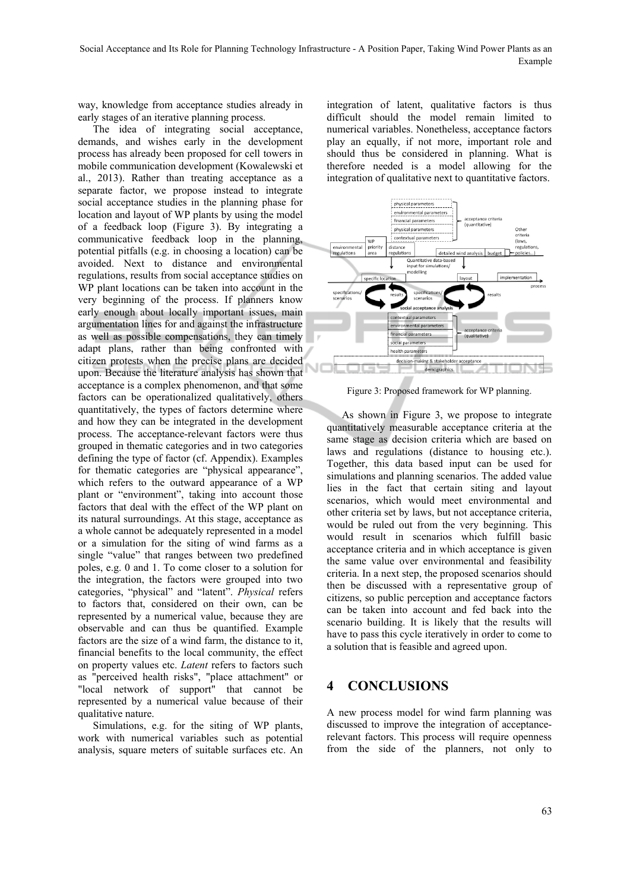way, knowledge from acceptance studies already in early stages of an iterative planning process.

The idea of integrating social acceptance, demands, and wishes early in the development process has already been proposed for cell towers in mobile communication development (Kowalewski et al., 2013). Rather than treating acceptance as a separate factor, we propose instead to integrate social acceptance studies in the planning phase for location and layout of WP plants by using the model of a feedback loop (Figure 3). By integrating a communicative feedback loop in the planning, potential pitfalls (e.g. in choosing a location) can be avoided. Next to distance and environmental regulations, results from social acceptance studies on WP plant locations can be taken into account in the very beginning of the process. If planners know early enough about locally important issues, main argumentation lines for and against the infrastructure as well as possible compensations, they can timely adapt plans, rather than being confronted with citizen protests when the precise plans are decided upon. Because the literature analysis has shown that acceptance is a complex phenomenon, and that some factors can be operationalized qualitatively, others quantitatively, the types of factors determine where and how they can be integrated in the development process. The acceptance-relevant factors were thus grouped in thematic categories and in two categories defining the type of factor (cf. Appendix). Examples for thematic categories are "physical appearance", which refers to the outward appearance of a WP plant or "environment", taking into account those factors that deal with the effect of the WP plant on its natural surroundings. At this stage, acceptance as a whole cannot be adequately represented in a model or a simulation for the siting of wind farms as a single "value" that ranges between two predefined poles, e.g. 0 and 1. To come closer to a solution for the integration, the factors were grouped into two categories, "physical" and "latent". *Physical* refers to factors that, considered on their own, can be represented by a numerical value, because they are observable and can thus be quantified. Example factors are the size of a wind farm, the distance to it, financial benefits to the local community, the effect on property values etc. *Latent* refers to factors such as "perceived health risks", "place attachment" or "local network of support" that cannot be represented by a numerical value because of their qualitative nature.

Simulations, e.g. for the siting of WP plants, work with numerical variables such as potential analysis, square meters of suitable surfaces etc. An integration of latent, qualitative factors is thus difficult should the model remain limited to numerical variables. Nonetheless, acceptance factors play an equally, if not more, important role and should thus be considered in planning. What is therefore needed is a model allowing for the integration of qualitative next to quantitative factors.

physical parameters
environmental parameters
financial parameters
physical parameters
contextual parameters
acceptance criteria (quantitative)
Other criteria (laws, regulations, policies...)
environmental regulations
WP priority area
distance regulations
detailed wind analysis
budget
Quantitative data-based input for simulations/ modelling
specific location
layout
implementation
process
specifications/ scenarios
results
specifications/ scenarios
results
social acceptance analysis
contextual parameters
environmental parameters
financial parameters
social parameters
health parameters
acceptance criteria (qualitative)
decision-making & stakeholder acceptance
demographics

Figure 3: Proposed framework for WP planning.

As shown in Figure 3, we propose to integrate quantitatively measurable acceptance criteria at the same stage as decision criteria which are based on laws and regulations (distance to housing etc.). Together, this data based input can be used for simulations and planning scenarios. The added value lies in the fact that certain siting and layout scenarios, which would meet environmental and other criteria set by laws, but not acceptance criteria, would be ruled out from the very beginning. This would result in scenarios which fulfill basic acceptance criteria and in which acceptance is given the same value over environmental and feasibility criteria. In a next step, the proposed scenarios should then be discussed with a representative group of citizens, so public perception and acceptance factors can be taken into account and fed back into the scenario building. It is likely that the results will have to pass this cycle iteratively in order to come to a solution that is feasible and agreed upon.

## 4 CONCLUSIONS

A new process model for wind farm planning was discussed to improve the integration of acceptance-relevant factors. This process will require openness from the side of the planners, not only to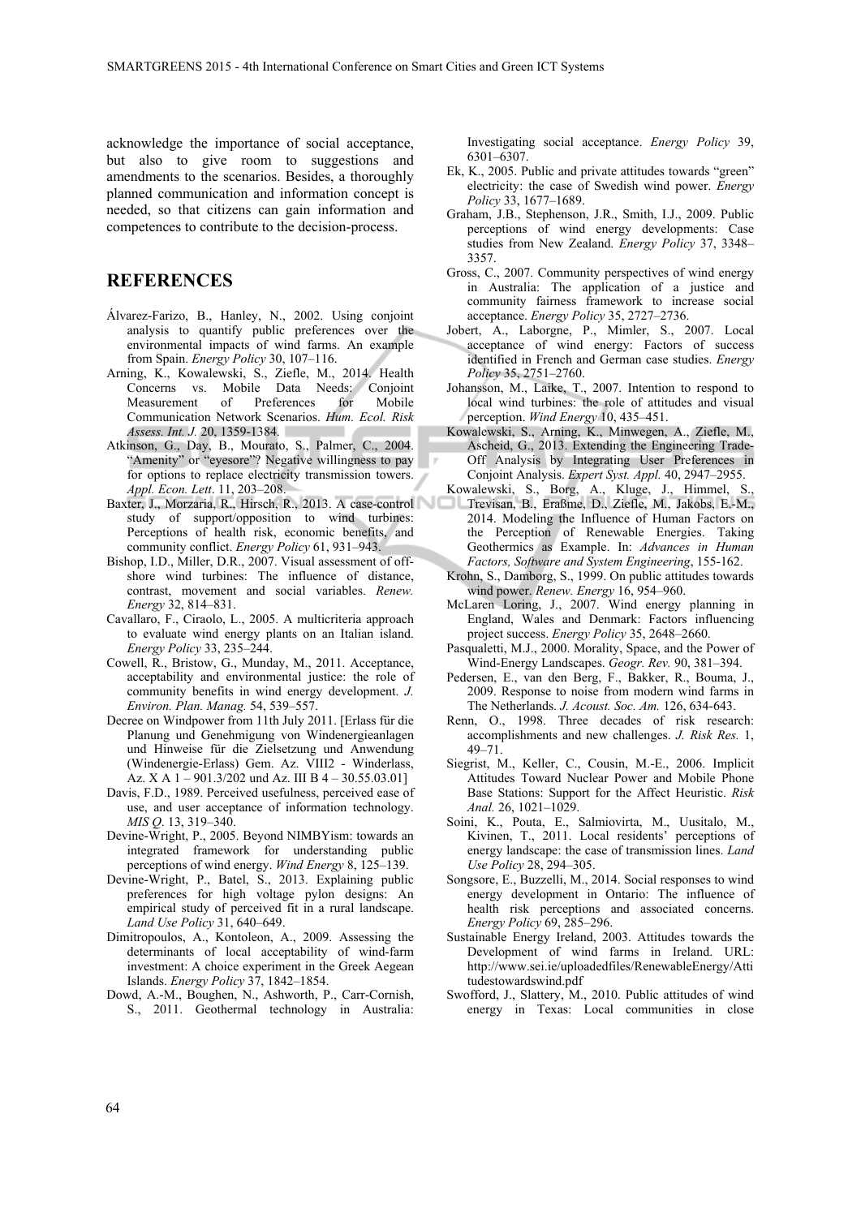acknowledge the importance of social acceptance, but also to give room to suggestions and amendments to the scenarios. Besides, a thoroughly planned communication and information concept is needed, so that citizens can gain information and competences to contribute to the decision-process.

## REFERENCES

Álvarez-Farizo, B., Hanley, N., 2002. Using conjoint analysis to quantify public preferences over the environmental impacts of wind farms. An example from Spain. *Energy Policy* 30, 107–116.

Arning, K., Kowalewski, S., Ziefle, M., 2014. Health Concerns vs. Mobile Data Needs: Conjoint Measurement of Preferences for Mobile Communication Network Scenarios. *Hum. Ecol. Risk Assess. Int. J.* 20, 1359-1384.

Atkinson, G., Day, B., Mourato, S., Palmer, C., 2004. "Amenity" or "eyesore"? Negative willingness to pay for options to replace electricity transmission towers. *Appl. Econ. Lett*. 11, 203–208.

Baxter, J., Morzaria, R., Hirsch, R., 2013. A case-control study of support/opposition to wind turbines: Perceptions of health risk, economic benefits, and community conflict. *Energy Policy* 61, 931–943.

Bishop, I.D., Miller, D.R., 2007. Visual assessment of off-shore wind turbines: The influence of distance, contrast, movement and social variables. *Renew. Energy* 32, 814–831.

Cavallaro, F., Ciraolo, L., 2005. A multicriteria approach to evaluate wind energy plants on an Italian island. *Energy Policy* 33, 235–244.

Cowell, R., Bristow, G., Munday, M., 2011. Acceptance, acceptability and environmental justice: the role of community benefits in wind energy development. *J. Environ. Plan. Manag.* 54, 539–557.

Decree on Windpower from 11th July 2011. [Erlass für die Planung und Genehmigung von Windenergieanlagen und Hinweise für die Zielsetzung und Anwendung (Windenergie-Erlass) Gem. Az. VIII2 - Winderlass, Az. X A 1 – 901.3/202 und Az. III B 4 – 30.55.03.01]

Davis, F.D., 1989. Perceived usefulness, perceived ease of use, and user acceptance of information technology. *MIS Q*. 13, 319–340.

Devine-Wright, P., 2005. Beyond NIMBYism: towards an integrated framework for understanding public perceptions of wind energy. *Wind Energy* 8, 125–139.

Devine-Wright, P., Batel, S., 2013. Explaining public preferences for high voltage pylon designs: An empirical study of perceived fit in a rural landscape. *Land Use Policy* 31, 640–649.

Dimitropoulos, A., Kontoleon, A., 2009. Assessing the determinants of local acceptability of wind-farm investment: A choice experiment in the Greek Aegean Islands. *Energy Policy* 37, 1842–1854.

Dowd, A.-M., Boughen, N., Ashworth, P., Carr-Cornish, S., 2011. Geothermal technology in Australia: Investigating social acceptance. *Energy Policy* 39, 6301–6307.

Ek, K., 2005. Public and private attitudes towards "green" electricity: the case of Swedish wind power. *Energy Policy* 33, 1677–1689.

Graham, J.B., Stephenson, J.R., Smith, I.J., 2009. Public perceptions of wind energy developments: Case studies from New Zealand. *Energy Policy* 37, 3348–3357.

Gross, C., 2007. Community perspectives of wind energy in Australia: The application of a justice and community fairness framework to increase social acceptance. *Energy Policy* 35, 2727–2736.

Jobert, A., Laborgne, P., Mimler, S., 2007. Local acceptance of wind energy: Factors of success identified in French and German case studies. *Energy Policy* 35, 2751–2760.

Johansson, M., Laike, T., 2007. Intention to respond to local wind turbines: the role of attitudes and visual perception. *Wind Energy* 10, 435–451.

Kowalewski, S., Arning, K., Minwegen, A., Ziefle, M., Ascheid, G., 2013. Extending the Engineering Trade-Off Analysis by Integrating User Preferences in Conjoint Analysis. *Expert Syst. Appl.* 40, 2947–2955.

Kowalewski, S., Borg, A., Kluge, J., Himmel, S., Trevisan, B., Eraßme, D., Ziefle, M., Jakobs, E.-M., 2014. Modeling the Influence of Human Factors on the Perception of Renewable Energies. Taking Geothermics as Example. In: *Advances in Human Factors, Software and System Engineering*, 155-162.

Krohn, S., Damborg, S., 1999. On public attitudes towards wind power. *Renew. Energy* 16, 954–960.

McLaren Loring, J., 2007. Wind energy planning in England, Wales and Denmark: Factors influencing project success. *Energy Policy* 35, 2648–2660.

Pasqualetti, M.J., 2000. Morality, Space, and the Power of Wind-Energy Landscapes. *Geogr. Rev.* 90, 381–394.

Pedersen, E., van den Berg, F., Bakker, R., Bouma, J., 2009. Response to noise from modern wind farms in The Netherlands. *J. Acoust. Soc. Am.* 126, 634-643.

Renn, O., 1998. Three decades of risk research: accomplishments and new challenges. *J. Risk Res.* 1, 49–71.

Siegrist, M., Keller, C., Cousin, M.-E., 2006. Implicit Attitudes Toward Nuclear Power and Mobile Phone Base Stations: Support for the Affect Heuristic. *Risk Anal.* 26, 1021–1029.

Soini, K., Pouta, E., Salmiovirta, M., Uusitalo, M., Kivinen, T., 2011. Local residents' perceptions of energy landscape: the case of transmission lines. *Land Use Policy* 28, 294–305.

Songsore, E., Buzzelli, M., 2014. Social responses to wind energy development in Ontario: The influence of health risk perceptions and associated concerns. *Energy Policy* 69, 285–296.

Sustainable Energy Ireland, 2003. Attitudes towards the Development of wind farms in Ireland. URL: http://www.sei.ie/uploadedfiles/RenewableEnergy/Attitudestowardswind.pdf

Swofford, J., Slattery, M., 2010. Public attitudes of wind energy in Texas: Local communities in close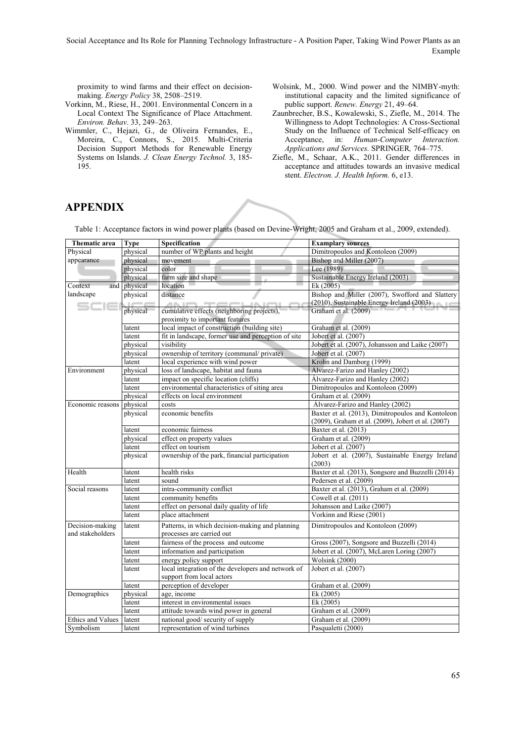proximity to wind farms and their effect on decision-making. *Energy Policy* 38, 2508–2519.

Vorkinn, M., Riese, H., 2001. Environmental Concern in a Local Context The Significance of Place Attachment. *Environ. Behav*. 33, 249–263.

Wimmler, C., Hejazi, G., de Oliveira Fernandes, E., Moreira, C., Connors, S., 2015. Multi-Criteria Decision Support Methods for Renewable Energy Systems on Islands. *J. Clean Energy Technol.* 3, 185-195.

Wolsink, M., 2000. Wind power and the NIMBY-myth: institutional capacity and the limited significance of public support. *Renew. Energy* 21, 49–64.

Zaunbrecher, B.S., Kowalewski, S., Ziefle, M., 2014. The Willingness to Adopt Technologies: A Cross-Sectional Study on the Influence of Technical Self-efficacy on Acceptance, in: *Human-Computer Interaction. Applications and Services.* SPRINGER*,* 764–775.

Ziefle, M., Schaar, A.K., 2011. Gender differences in acceptance and attitudes towards an invasive medical stent. *Electron. J. Health Inform.* 6, e13.

# APPENDIX

Table 1: Acceptance factors in wind power plants (based on Devine-Wright, 2005 and Graham et al., 2009, extended).

| Thematic area | Type | Specification | Examplary sources |
|---|---|---|---|
| Physical appearance | physical | number of WP plants and height | Dimitropoulos and Kontoleon (2009) |
| | physical | movement | Bishop and Miller (2007) |
| | physical | color | Lee (1989) |
| | physical | farm size and shape | Sustainable Energy Ireland (2003) |
| Context and landscape | physical | location | Ek (2005) |
| | physical | distance | Bishop and Miller (2007), Swofford and Slattery (2010), Sustainable Energy Ireland (2003) |
| | physical | cumulative effects (neighboring projects), proximity to important features | Graham et al. (2009) |
| | latent | local impact of construction (building site) | Graham et al. (2009) |
| | latent | fit in landscape, former use and perception of site | Jobert et al. (2007) |
| | physical | visibility | Jobert et al. (2007), Johansson and Laike (2007) |
| | physical | ownership of territory (communal/ private) | Jobert et al. (2007) |
| | latent | local experience with wind power | Krohn and Damborg (1999) |
| Environment | physical | loss of landscape, habitat and fauna | Álvarez-Farizo and Hanley (2002) |
| | latent | impact on specific location (cliffs) | Álvarez-Farizo and Hanley (2002) |
| | latent | environmental characteristics of siting area | Dimitropoulos and Kontoleon (2009) |
| | physical | effects on local environment | Graham et al. (2009) |
| Economic reasons | physical | costs | Álvarez-Farizo and Hanley (2002) |
| | physical | economic benefits | Baxter et al. (2013), Dimitropoulos and Kontoleon (2009), Graham et al. (2009), Jobert et al. (2007) |
| | latent | economic fairness | Baxter et al. (2013) |
| | physical | effect on property values | Graham et al. (2009) |
| | latent | effect on tourism | Jobert et al. (2007) |
| | physical | ownership of the park, financial participation | Jobert et al. (2007), Sustainable Energy Ireland (2003) |
| Health | latent | health risks | Baxter et al. (2013), Songsore and Buzzelli (2014) |
| | latent | sound | Pedersen et al. (2009) |
| Social reasons | latent | intra-community conflict | Baxter et al. (2013), Graham et al. (2009) |
| | latent | community benefits | Cowell et al. (2011) |
| | latent | effect on personal daily quality of life | Johansson and Laike (2007) |
| | latent | place attachment | Vorkinn and Riese (2001) |
| Decision-making and stakeholders | latent | Patterns, in which decision-making and planning processes are carried out | Dimitropoulos and Kontoleon (2009) |
| | latent | fairness of the process and outcome | Gross (2007), Songsore and Buzzelli (2014) |
| | latent | information and participation | Jobert et al. (2007), McLaren Loring (2007) |
| | latent | energy policy support | Wolsink (2000) |
| | latent | local integration of the developers and network of support from local actors | Jobert et al. (2007) |
| | latent | perception of developer | Graham et al. (2009) |
| Demographics | physical | age, income | Ek (2005) |
| | latent | interest in environmental issues | Ek (2005) |
| | latent | attitude towards wind power in general | Graham et al. (2009) |
| Ethics and Values | latent | national good/ security of supply | Graham et al. (2009) |
| Symbolism | latent | representation of wind turbines | Pasqualetti (2000) |